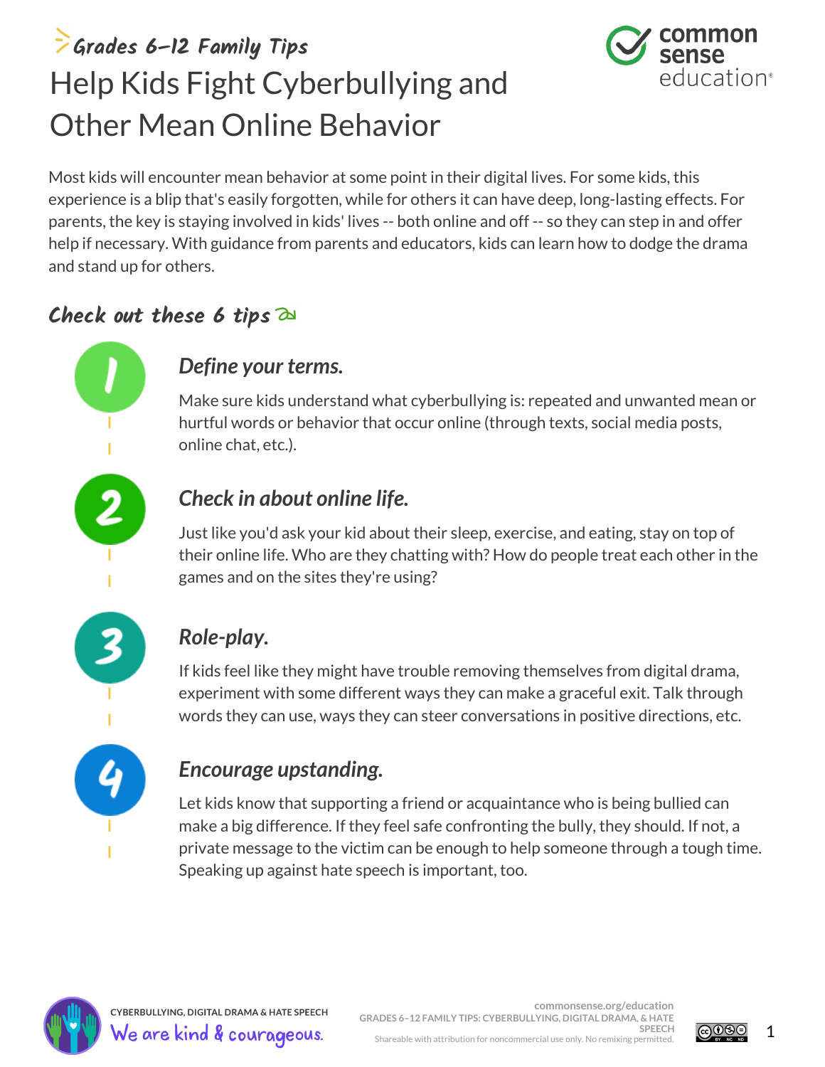Grades 6–12 Family Tips

# Help Kids Fight Cyberbullying and Other Mean Online Behavior

Most kids will encounter mean behavior at some point in their digital lives. For some kids, this experience is a blip that's easily forgotten, while for others it can have deep, long-lasting effects. For parents, the key is staying involved in kids' lives -- both online and off -- so they can step in and offer help if necessary. With guidance from parents and educators, kids can learn how to dodge the drama and stand up for others.

## Check out these 6 tips

1. ***Define your terms.***

   Make sure kids understand what cyberbullying is: repeated and unwanted mean or hurtful words or behavior that occur online (through texts, social media posts, online chat, etc.).

2. ***Check in about online life.***

   Just like you'd ask your kid about their sleep, exercise, and eating, stay on top of their online life. Who are they chatting with? How do people treat each other in the games and on the sites they're using?

3. ***Role-play.***

   If kids feel like they might have trouble removing themselves from digital drama, experiment with some different ways they can make a graceful exit. Talk through words they can use, ways they can steer conversations in positive directions, etc.

4. ***Encourage upstanding.***

   Let kids know that supporting a friend or acquaintance who is being bullied can make a big difference. If they feel safe confronting the bully, they should. If not, a private message to the victim can be enough to help someone through a tough time. Speaking up against hate speech is important, too.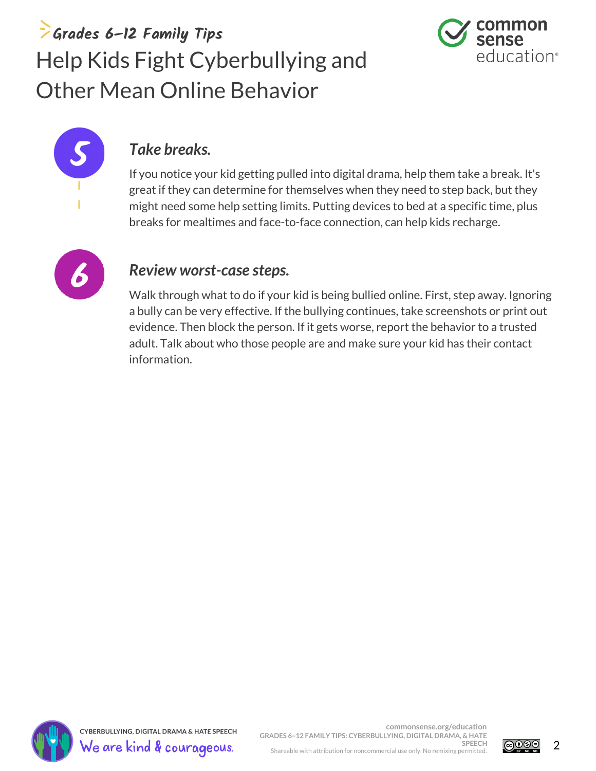## 5. *Take breaks.*

If you notice your kid getting pulled into digital drama, help them take a break. It's great if they can determine for themselves when they need to step back, but they might need some help setting limits. Putting devices to bed at a specific time, plus breaks for mealtimes and face-to-face connection, can help kids recharge.

## 6. *Review worst-case steps.*

Walk through what to do if your kid is being bullied online. First, step away. Ignoring a bully can be very effective. If the bullying continues, take screenshots or print out evidence. Then block the person. If it gets worse, report the behavior to a trusted adult. Talk about who those people are and make sure your kid has their contact information.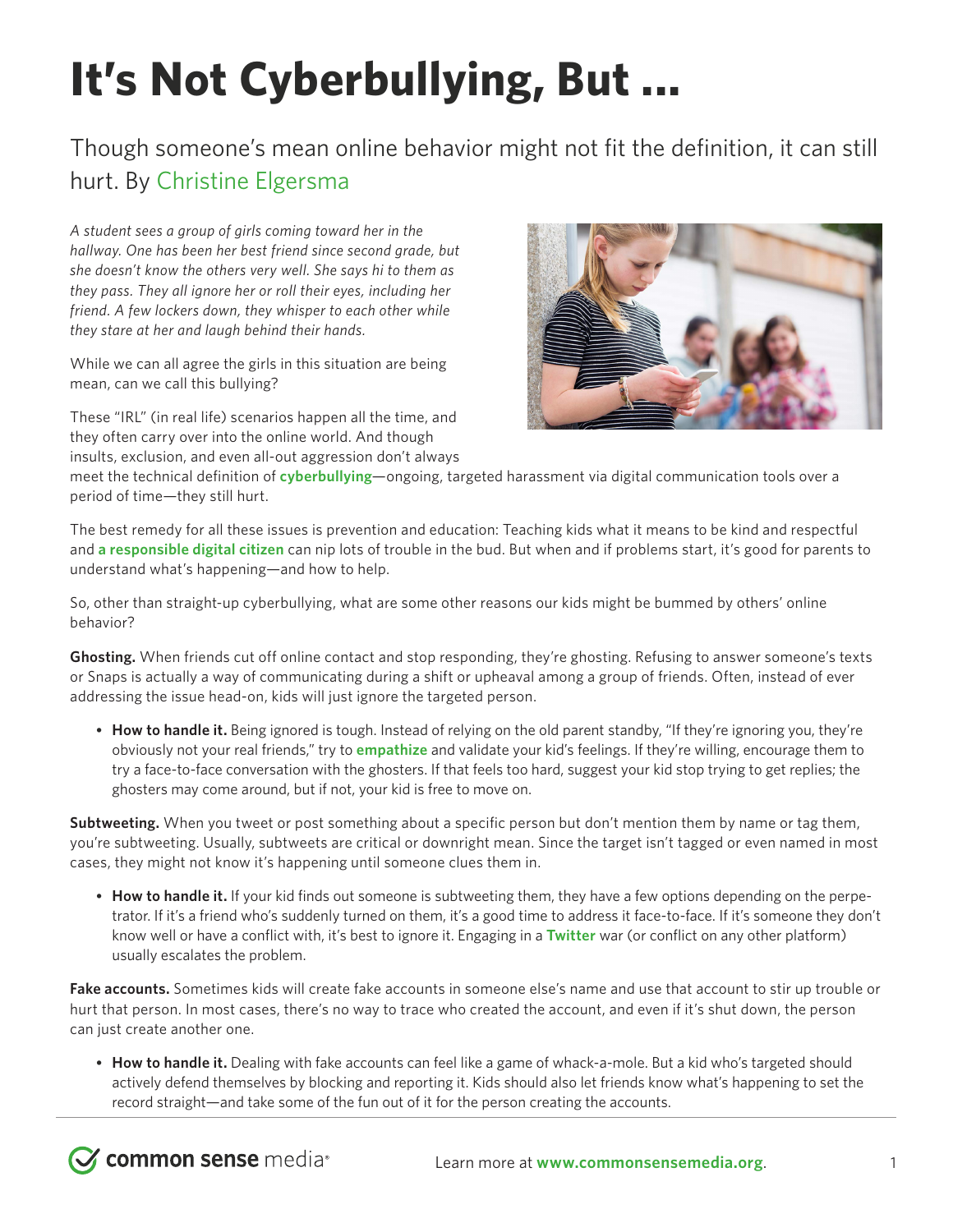# It's Not Cyberbullying, But ...

Though someone's mean online behavior might not fit the definition, it can still hurt. By Christine Elgersma

*A student sees a group of girls coming toward her in the hallway. One has been her best friend since second grade, but she doesn't know the others very well. She says hi to them as they pass. They all ignore her or roll their eyes, including her friend. A few lockers down, they whisper to each other while they stare at her and laugh behind their hands.*

While we can all agree the girls in this situation are being mean, can we call this bullying?

These "IRL" (in real life) scenarios happen all the time, and they often carry over into the online world. And though insults, exclusion, and even all-out aggression don't always meet the technical definition of **cyberbullying**—ongoing, targeted harassment via digital communication tools over a period of time—they still hurt.

The best remedy for all these issues is prevention and education: Teaching kids what it means to be kind and respectful and **a responsible digital citizen** can nip lots of trouble in the bud. But when and if problems start, it's good for parents to understand what's happening—and how to help.

So, other than straight-up cyberbullying, what are some other reasons our kids might be bummed by others' online behavior?

**Ghosting.** When friends cut off online contact and stop responding, they're ghosting. Refusing to answer someone's texts or Snaps is actually a way of communicating during a shift or upheaval among a group of friends. Often, instead of ever addressing the issue head-on, kids will just ignore the targeted person.

- **How to handle it.** Being ignored is tough. Instead of relying on the old parent standby, "If they're ignoring you, they're obviously not your real friends," try to **empathize** and validate your kid's feelings. If they're willing, encourage them to try a face-to-face conversation with the ghosters. If that feels too hard, suggest your kid stop trying to get replies; the ghosters may come around, but if not, your kid is free to move on.

**Subtweeting.** When you tweet or post something about a specific person but don't mention them by name or tag them, you're subtweeting. Usually, subtweets are critical or downright mean. Since the target isn't tagged or even named in most cases, they might not know it's happening until someone clues them in.

- **How to handle it.** If your kid finds out someone is subtweeting them, they have a few options depending on the perpetrator. If it's a friend who's suddenly turned on them, it's a good time to address it face-to-face. If it's someone they don't know well or have a conflict with, it's best to ignore it. Engaging in a **Twitter** war (or conflict on any other platform) usually escalates the problem.

**Fake accounts.** Sometimes kids will create fake accounts in someone else's name and use that account to stir up trouble or hurt that person. In most cases, there's no way to trace who created the account, and even if it's shut down, the person can just create another one.

- **How to handle it.** Dealing with fake accounts can feel like a game of whack-a-mole. But a kid who's targeted should actively defend themselves by blocking and reporting it. Kids should also let friends know what's happening to set the record straight—and take some of the fun out of it for the person creating the accounts.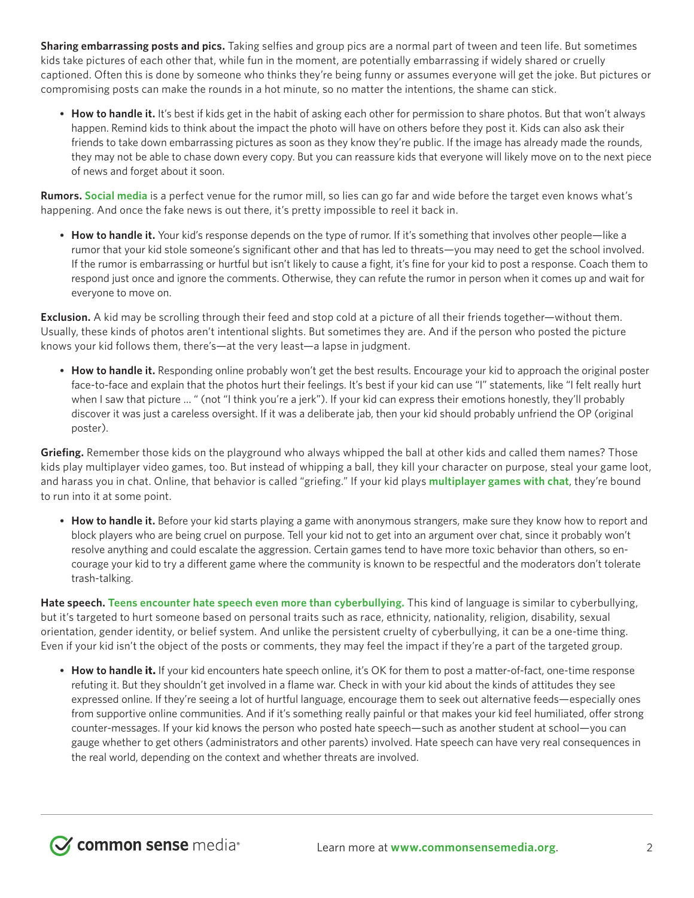**Sharing embarrassing posts and pics.** Taking selfies and group pics are a normal part of tween and teen life. But sometimes kids take pictures of each other that, while fun in the moment, are potentially embarrassing if widely shared or cruelly captioned. Often this is done by someone who thinks they're being funny or assumes everyone will get the joke. But pictures or compromising posts can make the rounds in a hot minute, so no matter the intentions, the shame can stick.

- **How to handle it.** It's best if kids get in the habit of asking each other for permission to share photos. But that won't always happen. Remind kids to think about the impact the photo will have on others before they post it. Kids can also ask their friends to take down embarrassing pictures as soon as they know they're public. If the image has already made the rounds, they may not be able to chase down every copy. But you can reassure kids that everyone will likely move on to the next piece of news and forget about it soon.

**Rumors.** Social media is a perfect venue for the rumor mill, so lies can go far and wide before the target even knows what's happening. And once the fake news is out there, it's pretty impossible to reel it back in.

- **How to handle it.** Your kid's response depends on the type of rumor. If it's something that involves other people—like a rumor that your kid stole someone's significant other and that has led to threats—you may need to get the school involved. If the rumor is embarrassing or hurtful but isn't likely to cause a fight, it's fine for your kid to post a response. Coach them to respond just once and ignore the comments. Otherwise, they can refute the rumor in person when it comes up and wait for everyone to move on.

**Exclusion.** A kid may be scrolling through their feed and stop cold at a picture of all their friends together—without them. Usually, these kinds of photos aren't intentional slights. But sometimes they are. And if the person who posted the picture knows your kid follows them, there's—at the very least—a lapse in judgment.

- **How to handle it.** Responding online probably won't get the best results. Encourage your kid to approach the original poster face-to-face and explain that the photos hurt their feelings. It's best if your kid can use "I" statements, like "I felt really hurt when I saw that picture ... " (not "I think you're a jerk"). If your kid can express their emotions honestly, they'll probably discover it was just a careless oversight. If it was a deliberate jab, then your kid should probably unfriend the OP (original poster).

**Griefing.** Remember those kids on the playground who always whipped the ball at other kids and called them names? Those kids play multiplayer video games, too. But instead of whipping a ball, they kill your character on purpose, steal your game loot, and harass you in chat. Online, that behavior is called "griefing." If your kid plays **multiplayer games with chat**, they're bound to run into it at some point.

- **How to handle it.** Before your kid starts playing a game with anonymous strangers, make sure they know how to report and block players who are being cruel on purpose. Tell your kid not to get into an argument over chat, since it probably won't resolve anything and could escalate the aggression. Certain games tend to have more toxic behavior than others, so encourage your kid to try a different game where the community is known to be respectful and the moderators don't tolerate trash-talking.

**Hate speech.** **Teens encounter hate speech even more than cyberbullying.** This kind of language is similar to cyberbullying, but it's targeted to hurt someone based on personal traits such as race, ethnicity, nationality, religion, disability, sexual orientation, gender identity, or belief system. And unlike the persistent cruelty of cyberbullying, it can be a one-time thing. Even if your kid isn't the object of the posts or comments, they may feel the impact if they're a part of the targeted group.

- **How to handle it.** If your kid encounters hate speech online, it's OK for them to post a matter-of-fact, one-time response refuting it. But they shouldn't get involved in a flame war. Check in with your kid about the kinds of attitudes they see expressed online. If they're seeing a lot of hurtful language, encourage them to seek out alternative feeds—especially ones from supportive online communities. And if it's something really painful or that makes your kid feel humiliated, offer strong counter-messages. If your kid knows the person who posted hate speech—such as another student at school—you can gauge whether to get others (administrators and other parents) involved. Hate speech can have very real consequences in the real world, depending on the context and whether threats are involved.